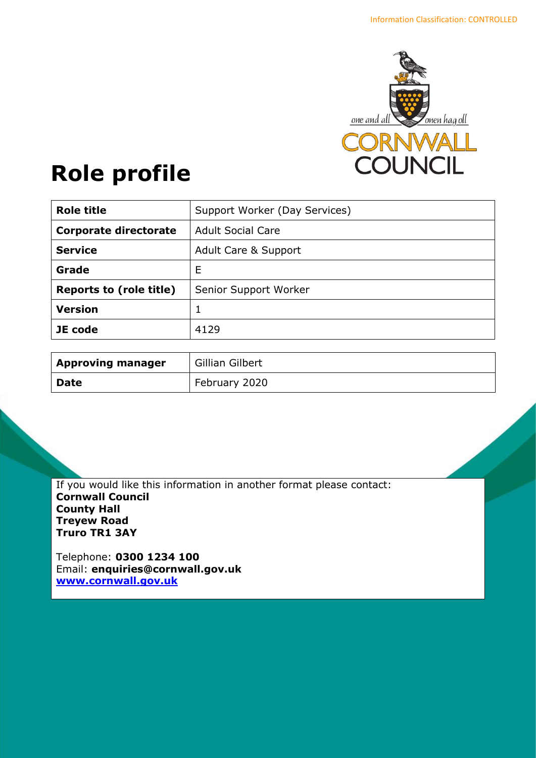Information Classification: CONTROLLED

# Role profile

| Role title | Support Worker (Day Services) |
|---|---|
| **Corporate directorate** | Adult Social Care |
| **Service** | Adult Care & Support |
| **Grade** | E |
| **Reports to (role title)** | Senior Support Worker |
| **Version** | 1 |
| **JE code** | 4129 |

| Approving manager | Gillian Gilbert |
|---|---|
| **Date** | February 2020 |

If you would like this information in another format please contact:
**Cornwall Council**
**County Hall**
**Treyew Road**
**Truro TR1 3AY**

Telephone: **0300 1234 100**
Email: **enquiries@cornwall.gov.uk**
**www.cornwall.gov.uk**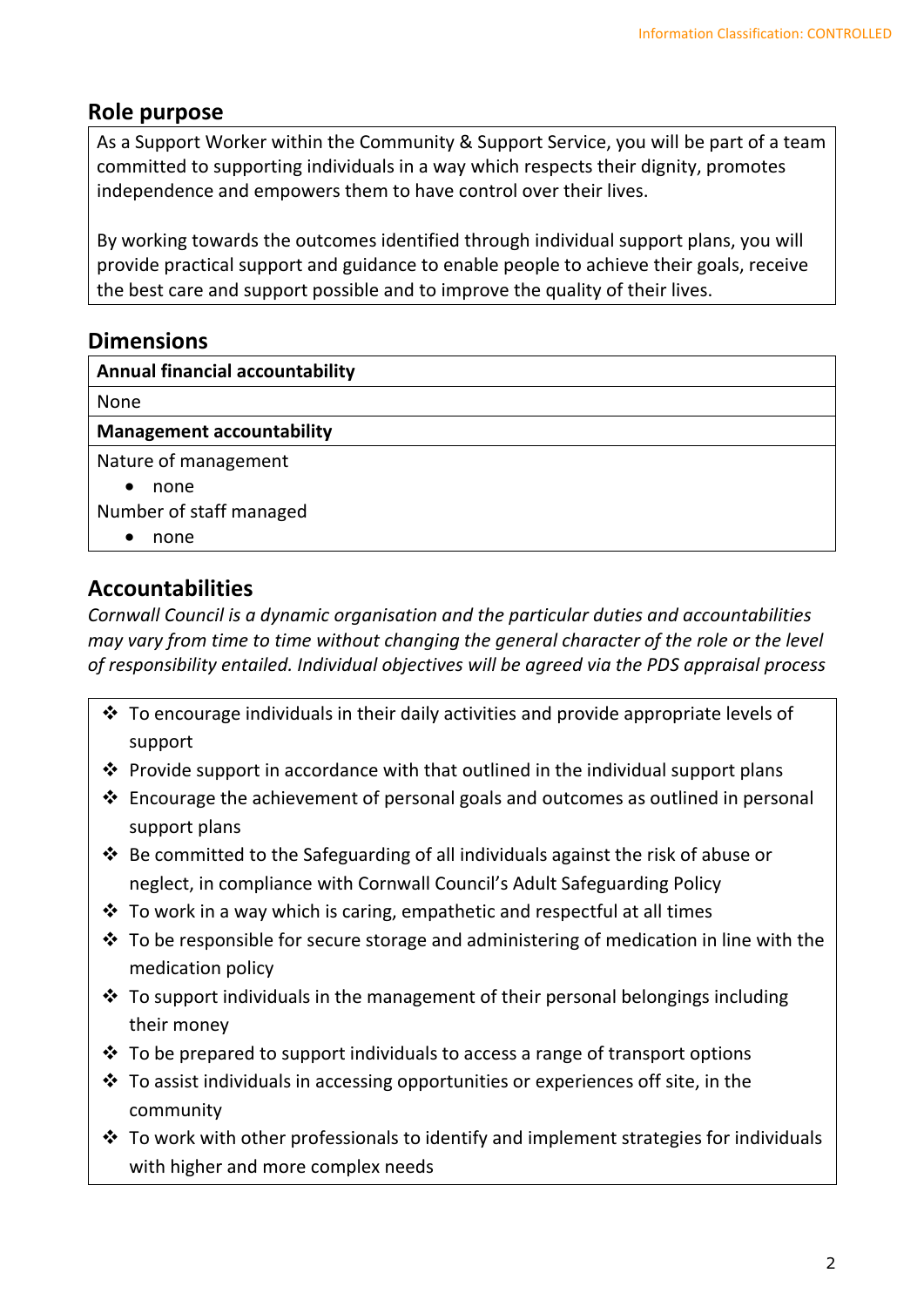## Role purpose

As a Support Worker within the Community & Support Service, you will be part of a team committed to supporting individuals in a way which respects their dignity, promotes independence and empowers them to have control over their lives.

By working towards the outcomes identified through individual support plans, you will provide practical support and guidance to enable people to achieve their goals, receive the best care and support possible and to improve the quality of their lives.

## Dimensions

**Annual financial accountability**

None

**Management accountability**

Nature of management

- none

Number of staff managed

- none

## Accountabilities

*Cornwall Council is a dynamic organisation and the particular duties and accountabilities may vary from time to time without changing the general character of the role or the level of responsibility entailed. Individual objectives will be agreed via the PDS appraisal process*

- To encourage individuals in their daily activities and provide appropriate levels of support
- Provide support in accordance with that outlined in the individual support plans
- Encourage the achievement of personal goals and outcomes as outlined in personal support plans
- Be committed to the Safeguarding of all individuals against the risk of abuse or neglect, in compliance with Cornwall Council's Adult Safeguarding Policy
- To work in a way which is caring, empathetic and respectful at all times
- To be responsible for secure storage and administering of medication in line with the medication policy
- To support individuals in the management of their personal belongings including their money
- To be prepared to support individuals to access a range of transport options
- To assist individuals in accessing opportunities or experiences off site, in the community
- To work with other professionals to identify and implement strategies for individuals with higher and more complex needs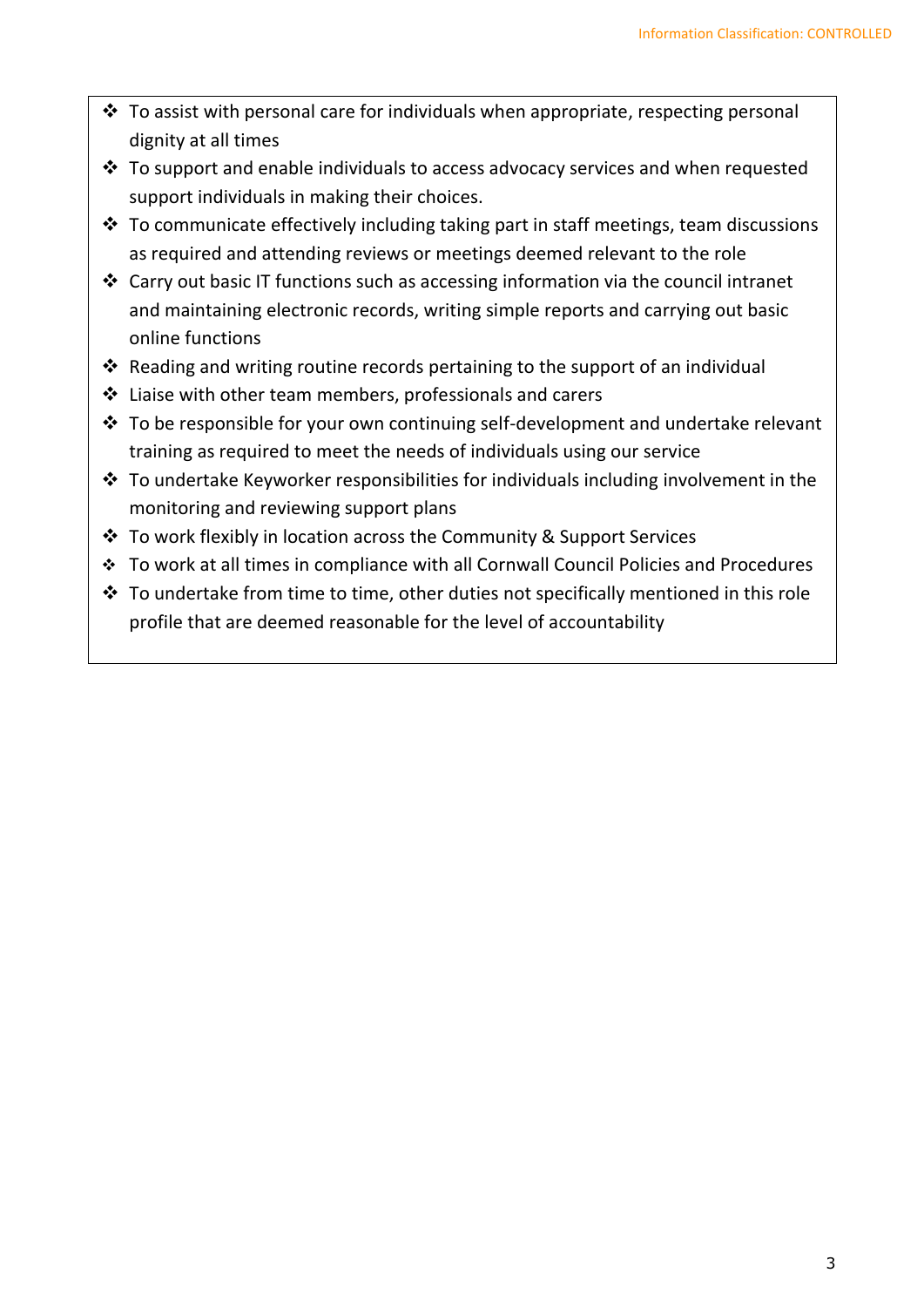- To assist with personal care for individuals when appropriate, respecting personal dignity at all times
- To support and enable individuals to access advocacy services and when requested support individuals in making their choices.
- To communicate effectively including taking part in staff meetings, team discussions as required and attending reviews or meetings deemed relevant to the role
- Carry out basic IT functions such as accessing information via the council intranet and maintaining electronic records, writing simple reports and carrying out basic online functions
- Reading and writing routine records pertaining to the support of an individual
- Liaise with other team members, professionals and carers
- To be responsible for your own continuing self-development and undertake relevant training as required to meet the needs of individuals using our service
- To undertake Keyworker responsibilities for individuals including involvement in the monitoring and reviewing support plans
- To work flexibly in location across the Community & Support Services
- To work at all times in compliance with all Cornwall Council Policies and Procedures
- To undertake from time to time, other duties not specifically mentioned in this role profile that are deemed reasonable for the level of accountability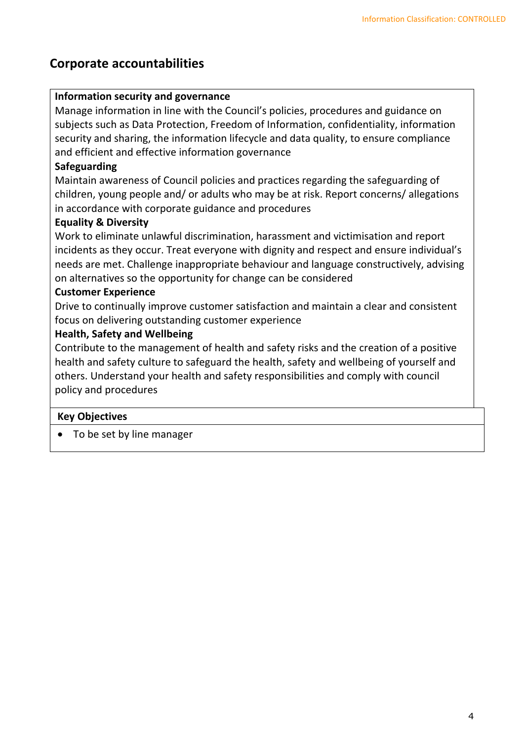## Corporate accountabilities

**Information security and governance**
Manage information in line with the Council's policies, procedures and guidance on subjects such as Data Protection, Freedom of Information, confidentiality, information security and sharing, the information lifecycle and data quality, to ensure compliance and efficient and effective information governance

**Safeguarding**
Maintain awareness of Council policies and practices regarding the safeguarding of children, young people and/ or adults who may be at risk. Report concerns/ allegations in accordance with corporate guidance and procedures

**Equality & Diversity**
Work to eliminate unlawful discrimination, harassment and victimisation and report incidents as they occur. Treat everyone with dignity and respect and ensure individual's needs are met. Challenge inappropriate behaviour and language constructively, advising on alternatives so the opportunity for change can be considered

**Customer Experience**
Drive to continually improve customer satisfaction and maintain a clear and consistent focus on delivering outstanding customer experience

**Health, Safety and Wellbeing**
Contribute to the management of health and safety risks and the creation of a positive health and safety culture to safeguard the health, safety and wellbeing of yourself and others. Understand your health and safety responsibilities and comply with council policy and procedures

| Key Objectives |
| --- |
| • To be set by line manager |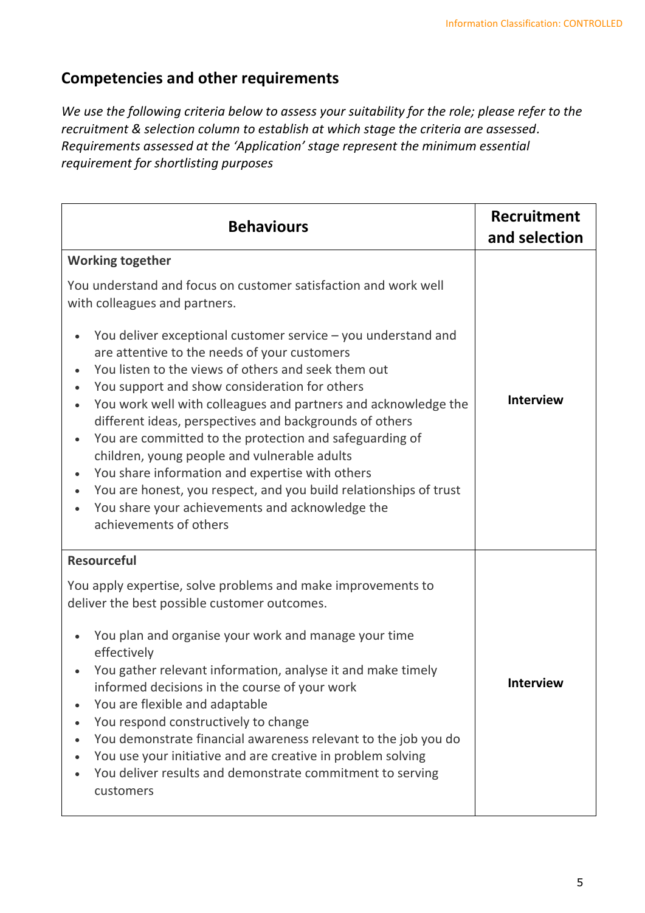## Competencies and other requirements

*We use the following criteria below to assess your suitability for the role; please refer to the recruitment & selection column to establish at which stage the criteria are assessed. Requirements assessed at the 'Application' stage represent the minimum essential requirement for shortlisting purposes*

| Behaviours | Recruitment and selection |
| --- | --- |
| **Working together**<br><br>You understand and focus on customer satisfaction and work well with colleagues and partners.<br><br>• You deliver exceptional customer service – you understand and are attentive to the needs of your customers<br>• You listen to the views of others and seek them out<br>• You support and show consideration for others<br>• You work well with colleagues and partners and acknowledge the different ideas, perspectives and backgrounds of others<br>• You are committed to the protection and safeguarding of children, young people and vulnerable adults<br>• You share information and expertise with others<br>• You are honest, you respect, and you build relationships of trust<br>• You share your achievements and acknowledge the achievements of others | **Interview** |
| **Resourceful**<br><br>You apply expertise, solve problems and make improvements to deliver the best possible customer outcomes.<br><br>• You plan and organise your work and manage your time effectively<br>• You gather relevant information, analyse it and make timely informed decisions in the course of your work<br>• You are flexible and adaptable<br>• You respond constructively to change<br>• You demonstrate financial awareness relevant to the job you do<br>• You use your initiative and are creative in problem solving<br>• You deliver results and demonstrate commitment to serving customers | **Interview** |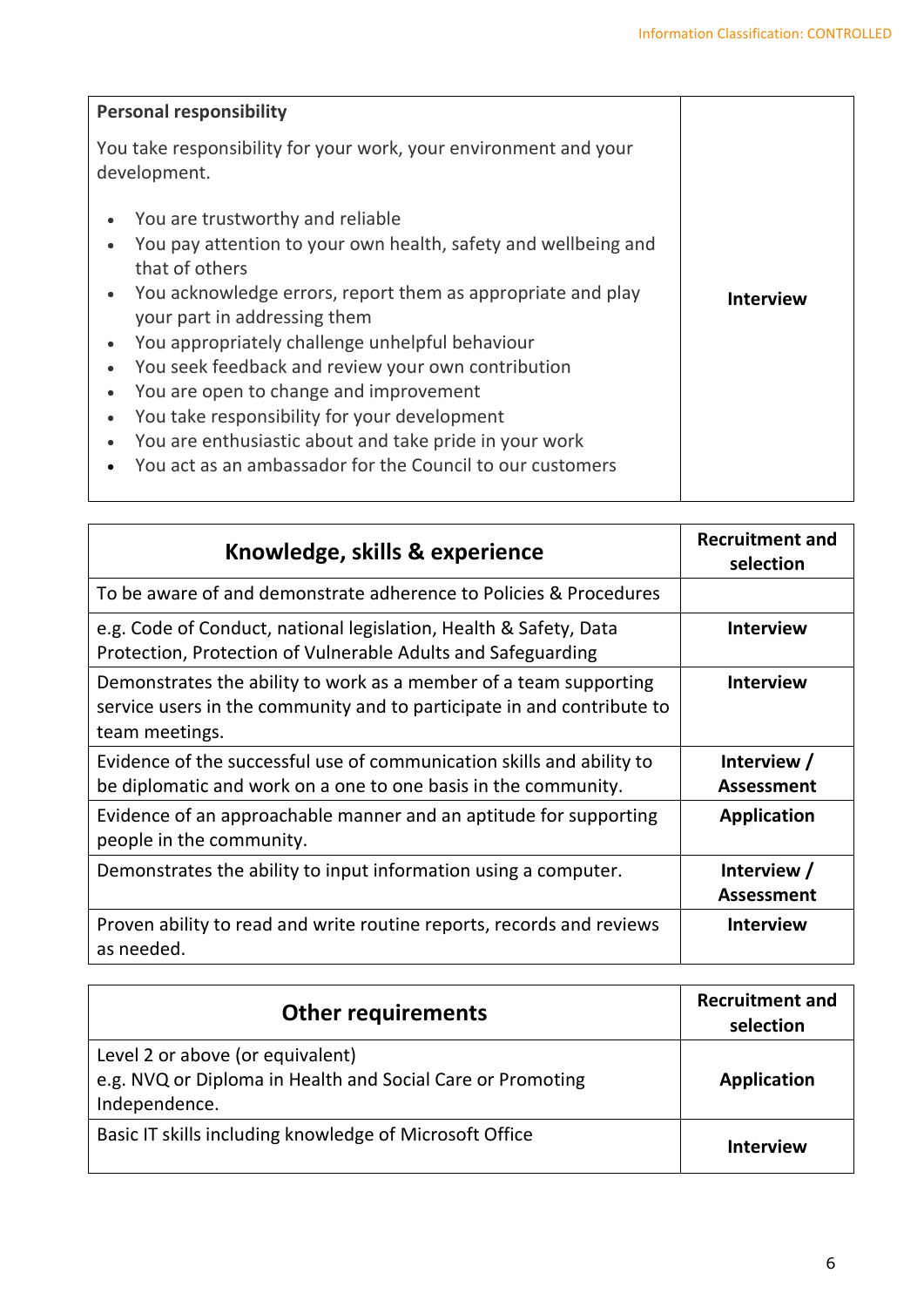| Personal responsibility<br><br>You take responsibility for your work, your environment and your development.<br><br>• You are trustworthy and reliable<br>• You pay attention to your own health, safety and wellbeing and that of others<br>• You acknowledge errors, report them as appropriate and play your part in addressing them<br>• You appropriately challenge unhelpful behaviour<br>• You seek feedback and review your own contribution<br>• You are open to change and improvement<br>• You take responsibility for your development<br>• You are enthusiastic about and take pride in your work<br>• You act as an ambassador for the Council to our customers | **Interview** |
|---|---|

| Knowledge, skills & experience | Recruitment and selection |
|---|---|
| To be aware of and demonstrate adherence to Policies & Procedures | |
| e.g. Code of Conduct, national legislation, Health & Safety, Data Protection, Protection of Vulnerable Adults and Safeguarding | **Interview** |
| Demonstrates the ability to work as a member of a team supporting service users in the community and to participate in and contribute to team meetings. | **Interview** |
| Evidence of the successful use of communication skills and ability to be diplomatic and work on a one to one basis in the community. | **Interview / Assessment** |
| Evidence of an approachable manner and an aptitude for supporting people in the community. | **Application** |
| Demonstrates the ability to input information using a computer. | **Interview / Assessment** |
| Proven ability to read and write routine reports, records and reviews as needed. | **Interview** |

| Other requirements | Recruitment and selection |
|---|---|
| Level 2 or above (or equivalent)<br>e.g. NVQ or Diploma in Health and Social Care or Promoting Independence. | **Application** |
| Basic IT skills including knowledge of Microsoft Office | **Interview** |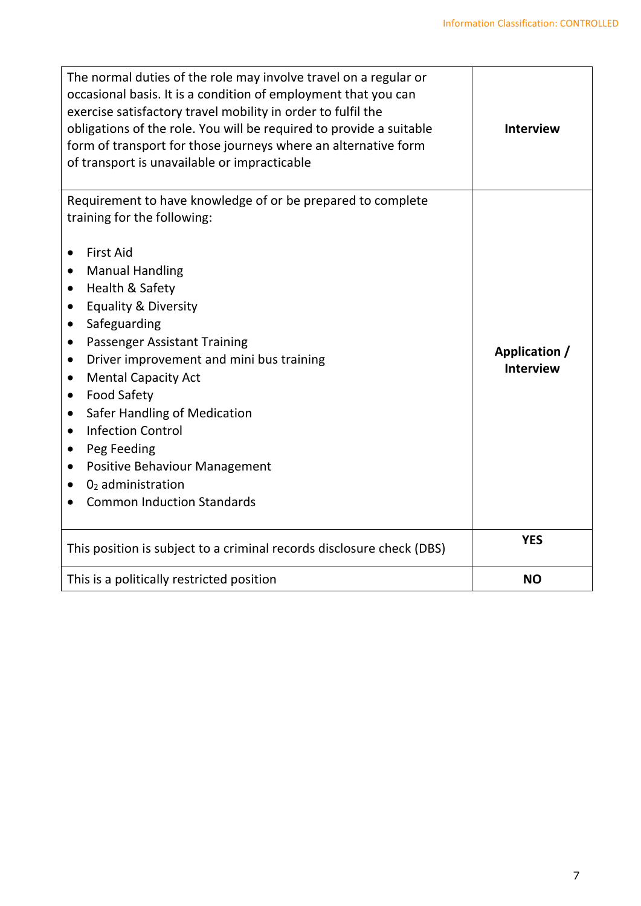| | |
|---|---|
| The normal duties of the role may involve travel on a regular or occasional basis. It is a condition of employment that you can exercise satisfactory travel mobility in order to fulfil the obligations of the role. You will be required to provide a suitable form of transport for those journeys where an alternative form of transport is unavailable or impracticable | **Interview** |
| Requirement to have knowledge of or be prepared to complete training for the following:<br><br>• First Aid<br>• Manual Handling<br>• Health & Safety<br>• Equality & Diversity<br>• Safeguarding<br>• Passenger Assistant Training<br>• Driver improvement and mini bus training<br>• Mental Capacity Act<br>• Food Safety<br>• Safer Handling of Medication<br>• Infection Control<br>• Peg Feeding<br>• Positive Behaviour Management<br>• $0_2$ administration<br>• Common Induction Standards | **Application / Interview** |
| This position is subject to a criminal records disclosure check (DBS) | **YES** |
| This is a politically restricted position | **NO** |